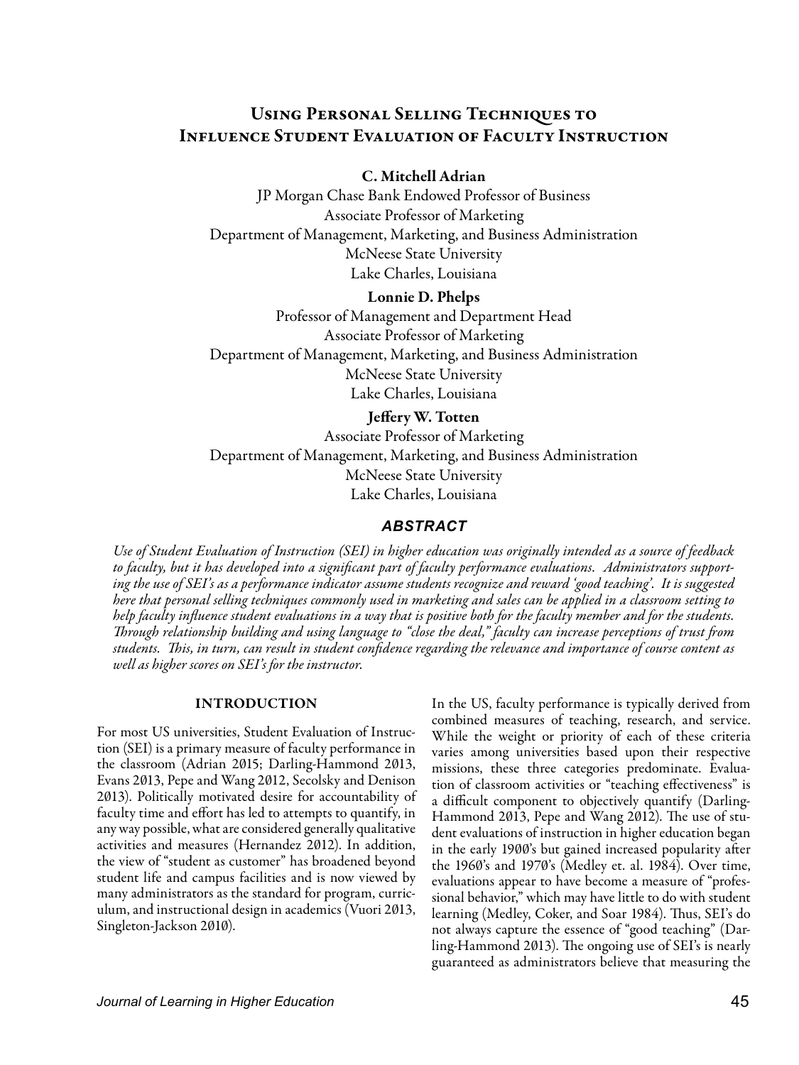# Using Personal Selling Techniques to Influence Student Evaluation of Faculty Instruction

**C. Mitchell Adrian**
JP Morgan Chase Bank Endowed Professor of Business
Associate Professor of Marketing
Department of Management, Marketing, and Business Administration
McNeese State University
Lake Charles, Louisiana

**Lonnie D. Phelps**
Professor of Management and Department Head
Associate Professor of Marketing
Department of Management, Marketing, and Business Administration
McNeese State University
Lake Charles, Louisiana

**Jeffery W. Totten**
Associate Professor of Marketing
Department of Management, Marketing, and Business Administration
McNeese State University
Lake Charles, Louisiana

## ABSTRACT

*Use of Student Evaluation of Instruction (SEI) in higher education was originally intended as a source of feedback to faculty, but it has developed into a significant part of faculty performance evaluations. Administrators supporting the use of SEI's as a performance indicator assume students recognize and reward 'good teaching'. It is suggested here that personal selling techniques commonly used in marketing and sales can be applied in a classroom setting to help faculty influence student evaluations in a way that is positive both for the faculty member and for the students. Through relationship building and using language to "close the deal," faculty can increase perceptions of trust from students. This, in turn, can result in student confidence regarding the relevance and importance of course content as well as higher scores on SEI's for the instructor.*

## INTRODUCTION

For most US universities, Student Evaluation of Instruction (SEI) is a primary measure of faculty performance in the classroom (Adrian 2015; Darling-Hammond 2013, Evans 2013, Pepe and Wang 2012, Secolsky and Denison 2013). Politically motivated desire for accountability of faculty time and effort has led to attempts to quantify, in any way possible, what are considered generally qualitative activities and measures (Hernandez 2012). In addition, the view of "student as customer" has broadened beyond student life and campus facilities and is now viewed by many administrators as the standard for program, curriculum, and instructional design in academics (Vuori 2013, Singleton-Jackson 2010).

In the US, faculty performance is typically derived from combined measures of teaching, research, and service. While the weight or priority of each of these criteria varies among universities based upon their respective missions, these three categories predominate. Evaluation of classroom activities or "teaching effectiveness" is a difficult component to objectively quantify (Darling-Hammond 2013, Pepe and Wang 2012). The use of student evaluations of instruction in higher education began in the early 1900's but gained increased popularity after the 1960's and 1970's (Medley et. al. 1984). Over time, evaluations appear to have become a measure of "professional behavior," which may have little to do with student learning (Medley, Coker, and Soar 1984). Thus, SEI's do not always capture the essence of "good teaching" (Darling-Hammond 2013). The ongoing use of SEI's is nearly guaranteed as administrators believe that measuring the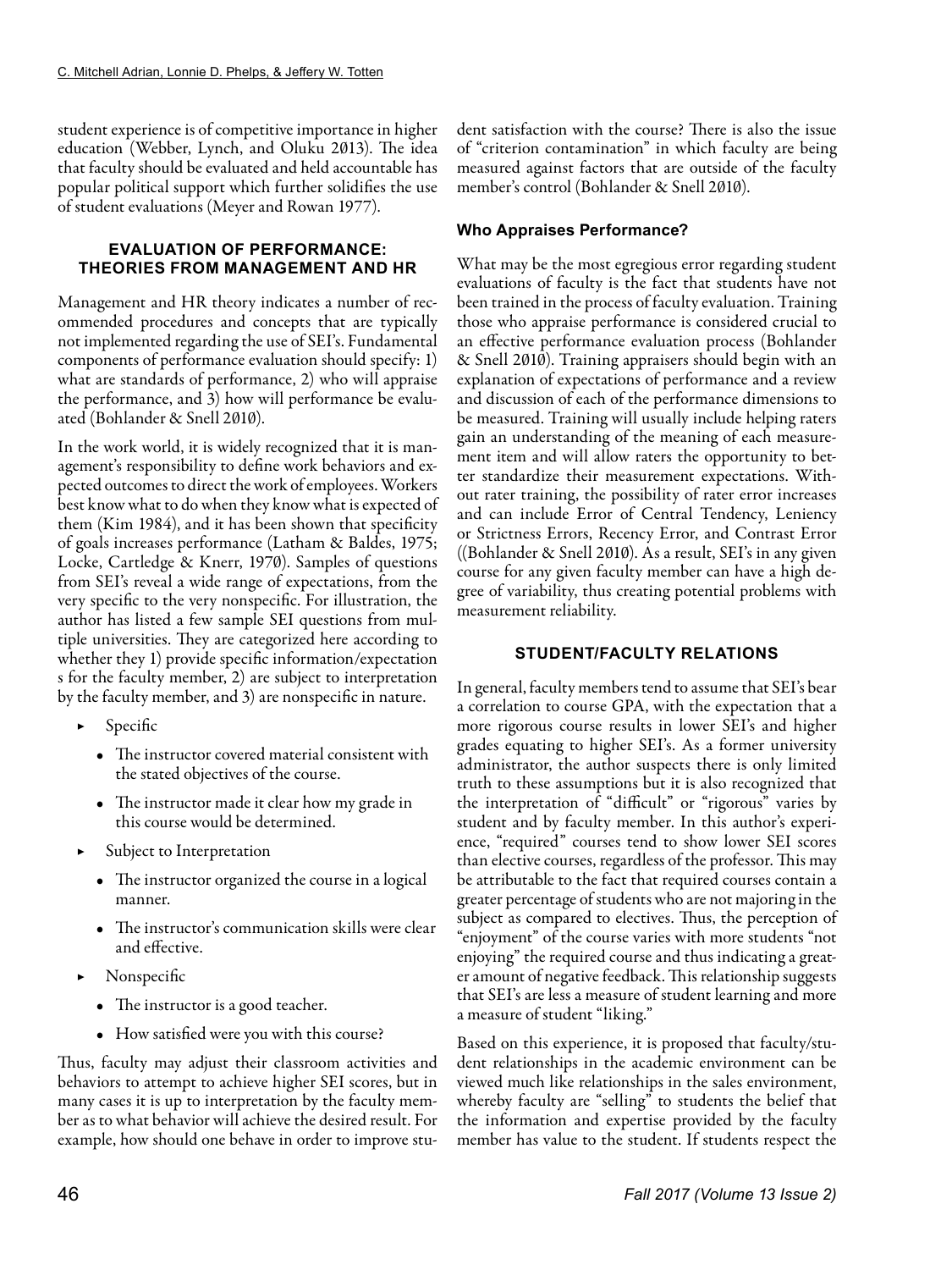student experience is of competitive importance in higher education (Webber, Lynch, and Oluku 2013). The idea that faculty should be evaluated and held accountable has popular political support which further solidifies the use of student evaluations (Meyer and Rowan 1977).

## EVALUATION OF PERFORMANCE: THEORIES FROM MANAGEMENT AND HR

Management and HR theory indicates a number of recommended procedures and concepts that are typically not implemented regarding the use of SEI's. Fundamental components of performance evaluation should specify: 1) what are standards of performance, 2) who will appraise the performance, and 3) how will performance be evaluated (Bohlander & Snell 2010).

In the work world, it is widely recognized that it is management's responsibility to define work behaviors and expected outcomes to direct the work of employees. Workers best know what to do when they know what is expected of them (Kim 1984), and it has been shown that specificity of goals increases performance (Latham & Baldes, 1975; Locke, Cartledge & Knerr, 1970). Samples of questions from SEI's reveal a wide range of expectations, from the very specific to the very nonspecific. For illustration, the author has listed a few sample SEI questions from multiple universities. They are categorized here according to whether they 1) provide specific information/expectation s for the faculty member, 2) are subject to interpretation by the faculty member, and 3) are nonspecific in nature.

- Specific
  - The instructor covered material consistent with the stated objectives of the course.
  - The instructor made it clear how my grade in this course would be determined.
- Subject to Interpretation
  - The instructor organized the course in a logical manner.
  - The instructor's communication skills were clear and effective.
- Nonspecific
  - The instructor is a good teacher.
  - How satisfied were you with this course?

Thus, faculty may adjust their classroom activities and behaviors to attempt to achieve higher SEI scores, but in many cases it is up to interpretation by the faculty member as to what behavior will achieve the desired result. For example, how should one behave in order to improve student satisfaction with the course? There is also the issue of "criterion contamination" in which faculty are being measured against factors that are outside of the faculty member's control (Bohlander & Snell 2010).

### Who Appraises Performance?

What may be the most egregious error regarding student evaluations of faculty is the fact that students have not been trained in the process of faculty evaluation. Training those who appraise performance is considered crucial to an effective performance evaluation process (Bohlander & Snell 2010). Training appraisers should begin with an explanation of expectations of performance and a review and discussion of each of the performance dimensions to be measured. Training will usually include helping raters gain an understanding of the meaning of each measurement item and will allow raters the opportunity to better standardize their measurement expectations. Without rater training, the possibility of rater error increases and can include Error of Central Tendency, Leniency or Strictness Errors, Recency Error, and Contrast Error ((Bohlander & Snell 2010). As a result, SEI's in any given course for any given faculty member can have a high degree of variability, thus creating potential problems with measurement reliability.

## STUDENT/FACULTY RELATIONS

In general, faculty members tend to assume that SEI's bear a correlation to course GPA, with the expectation that a more rigorous course results in lower SEI's and higher grades equating to higher SEI's. As a former university administrator, the author suspects there is only limited truth to these assumptions but it is also recognized that the interpretation of "difficult" or "rigorous" varies by student and by faculty member. In this author's experience, "required" courses tend to show lower SEI scores than elective courses, regardless of the professor. This may be attributable to the fact that required courses contain a greater percentage of students who are not majoring in the subject as compared to electives. Thus, the perception of "enjoyment" of the course varies with more students "not enjoying" the required course and thus indicating a greater amount of negative feedback. This relationship suggests that SEI's are less a measure of student learning and more a measure of student "liking."

Based on this experience, it is proposed that faculty/student relationships in the academic environment can be viewed much like relationships in the sales environment, whereby faculty are "selling" to students the belief that the information and expertise provided by the faculty member has value to the student. If students respect the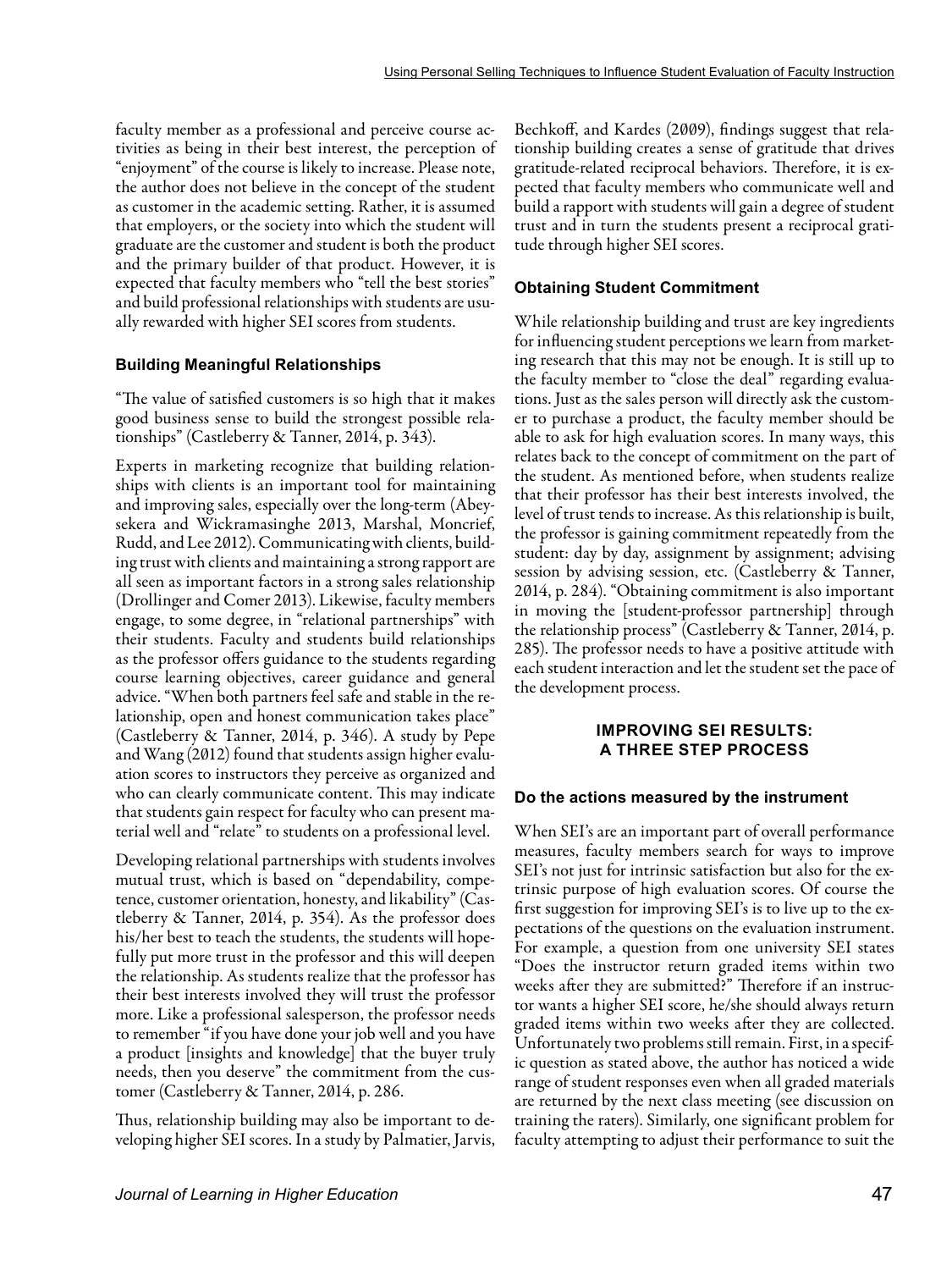faculty member as a professional and perceive course activities as being in their best interest, the perception of "enjoyment" of the course is likely to increase. Please note, the author does not believe in the concept of the student as customer in the academic setting. Rather, it is assumed that employers, or the society into which the student will graduate are the customer and student is both the product and the primary builder of that product. However, it is expected that faculty members who "tell the best stories" and build professional relationships with students are usually rewarded with higher SEI scores from students.

### Building Meaningful Relationships

"The value of satisfied customers is so high that it makes good business sense to build the strongest possible relationships" (Castleberry & Tanner, 2014, p. 343).

Experts in marketing recognize that building relationships with clients is an important tool for maintaining and improving sales, especially over the long-term (Abeysekera and Wickramasinghe 2013, Marshal, Moncrief, Rudd, and Lee 2012). Communicating with clients, building trust with clients and maintaining a strong rapport are all seen as important factors in a strong sales relationship (Drollinger and Comer 2013). Likewise, faculty members engage, to some degree, in "relational partnerships" with their students. Faculty and students build relationships as the professor offers guidance to the students regarding course learning objectives, career guidance and general advice. "When both partners feel safe and stable in the relationship, open and honest communication takes place" (Castleberry & Tanner, 2014, p. 346). A study by Pepe and Wang (2012) found that students assign higher evaluation scores to instructors they perceive as organized and who can clearly communicate content. This may indicate that students gain respect for faculty who can present material well and "relate" to students on a professional level.

Developing relational partnerships with students involves mutual trust, which is based on "dependability, competence, customer orientation, honesty, and likability" (Castleberry & Tanner, 2014, p. 354). As the professor does his/her best to teach the students, the students will hopefully put more trust in the professor and this will deepen the relationship. As students realize that the professor has their best interests involved they will trust the professor more. Like a professional salesperson, the professor needs to remember "if you have done your job well and you have a product [insights and knowledge] that the buyer truly needs, then you deserve" the commitment from the customer (Castleberry & Tanner, 2014, p. 286.

Thus, relationship building may also be important to developing higher SEI scores. In a study by Palmatier, Jarvis, Bechkoff, and Kardes (2009), findings suggest that relationship building creates a sense of gratitude that drives gratitude-related reciprocal behaviors. Therefore, it is expected that faculty members who communicate well and build a rapport with students will gain a degree of student trust and in turn the students present a reciprocal gratitude through higher SEI scores.

### Obtaining Student Commitment

While relationship building and trust are key ingredients for influencing student perceptions we learn from marketing research that this may not be enough. It is still up to the faculty member to "close the deal" regarding evaluations. Just as the sales person will directly ask the customer to purchase a product, the faculty member should be able to ask for high evaluation scores. In many ways, this relates back to the concept of commitment on the part of the student. As mentioned before, when students realize that their professor has their best interests involved, the level of trust tends to increase. As this relationship is built, the professor is gaining commitment repeatedly from the student: day by day, assignment by assignment; advising session by advising session, etc. (Castleberry & Tanner, 2014, p. 284). "Obtaining commitment is also important in moving the [student-professor partnership] through the relationship process" (Castleberry & Tanner, 2014, p. 285). The professor needs to have a positive attitude with each student interaction and let the student set the pace of the development process.

## IMPROVING SEI RESULTS: A THREE STEP PROCESS

### Do the actions measured by the instrument

When SEI's are an important part of overall performance measures, faculty members search for ways to improve SEI's not just for intrinsic satisfaction but also for the extrinsic purpose of high evaluation scores. Of course the first suggestion for improving SEI's is to live up to the expectations of the questions on the evaluation instrument. For example, a question from one university SEI states "Does the instructor return graded items within two weeks after they are submitted?" Therefore if an instructor wants a higher SEI score, he/she should always return graded items within two weeks after they are collected. Unfortunately two problems still remain. First, in a specific question as stated above, the author has noticed a wide range of student responses even when all graded materials are returned by the next class meeting (see discussion on training the raters). Similarly, one significant problem for faculty attempting to adjust their performance to suit the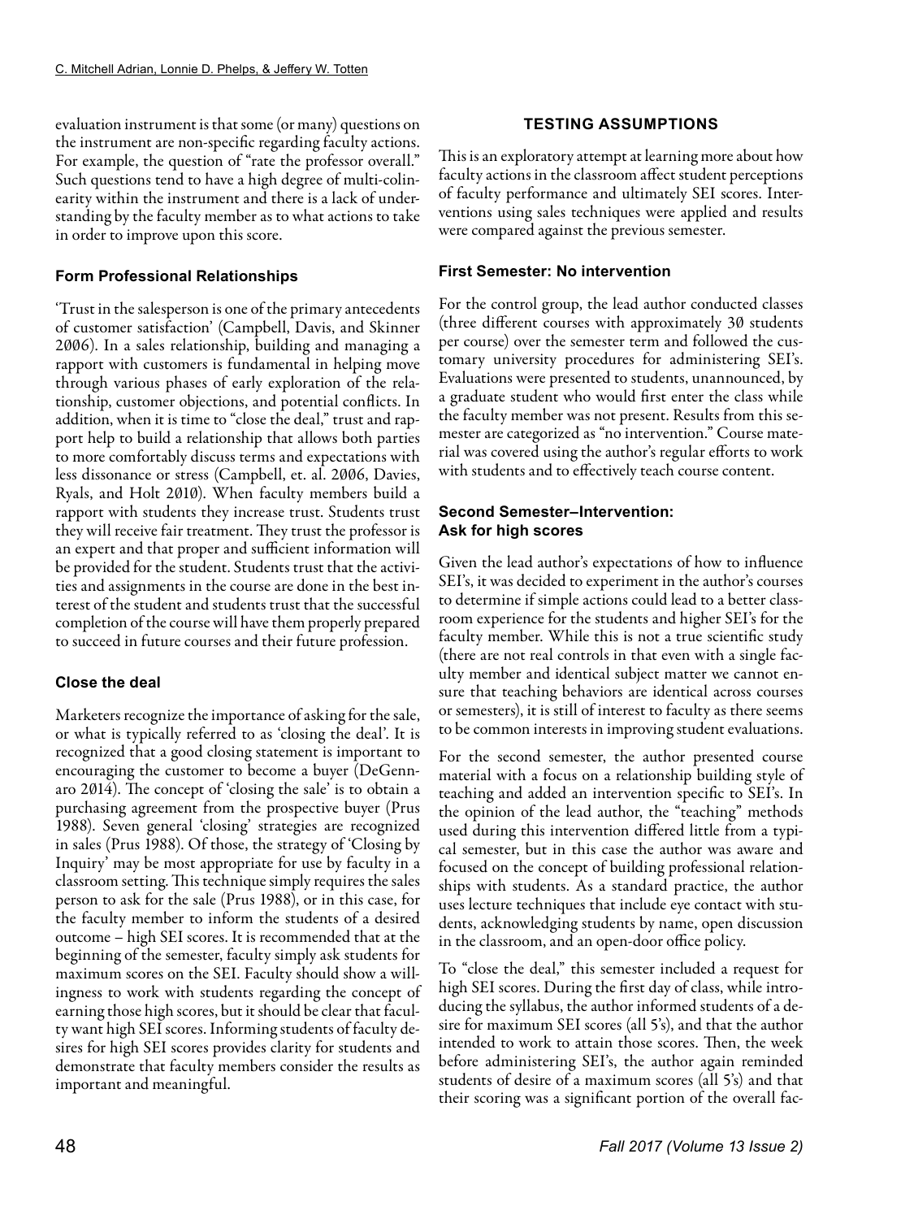evaluation instrument is that some (or many) questions on the instrument are non-specific regarding faculty actions. For example, the question of "rate the professor overall." Such questions tend to have a high degree of multi-colinearity within the instrument and there is a lack of understanding by the faculty member as to what actions to take in order to improve upon this score.

### Form Professional Relationships

'Trust in the salesperson is one of the primary antecedents of customer satisfaction' (Campbell, Davis, and Skinner 2006). In a sales relationship, building and managing a rapport with customers is fundamental in helping move through various phases of early exploration of the relationship, customer objections, and potential conflicts. In addition, when it is time to "close the deal," trust and rapport help to build a relationship that allows both parties to more comfortably discuss terms and expectations with less dissonance or stress (Campbell, et. al. 2006, Davies, Ryals, and Holt 2010). When faculty members build a rapport with students they increase trust. Students trust they will receive fair treatment. They trust the professor is an expert and that proper and sufficient information will be provided for the student. Students trust that the activities and assignments in the course are done in the best interest of the student and students trust that the successful completion of the course will have them properly prepared to succeed in future courses and their future profession.

### Close the deal

Marketers recognize the importance of asking for the sale, or what is typically referred to as 'closing the deal'. It is recognized that a good closing statement is important to encouraging the customer to become a buyer (DeGennaro 2014). The concept of 'closing the sale' is to obtain a purchasing agreement from the prospective buyer (Prus 1988). Seven general 'closing' strategies are recognized in sales (Prus 1988). Of those, the strategy of 'Closing by Inquiry' may be most appropriate for use by faculty in a classroom setting. This technique simply requires the sales person to ask for the sale (Prus 1988), or in this case, for the faculty member to inform the students of a desired outcome – high SEI scores. It is recommended that at the beginning of the semester, faculty simply ask students for maximum scores on the SEI. Faculty should show a willingness to work with students regarding the concept of earning those high scores, but it should be clear that faculty want high SEI scores. Informing students of faculty desires for high SEI scores provides clarity for students and demonstrate that faculty members consider the results as important and meaningful.

## TESTING ASSUMPTIONS

This is an exploratory attempt at learning more about how faculty actions in the classroom affect student perceptions of faculty performance and ultimately SEI scores. Interventions using sales techniques were applied and results were compared against the previous semester.

### First Semester: No intervention

For the control group, the lead author conducted classes (three different courses with approximately 30 students per course) over the semester term and followed the customary university procedures for administering SEI's. Evaluations were presented to students, unannounced, by a graduate student who would first enter the class while the faculty member was not present. Results from this semester are categorized as "no intervention." Course material was covered using the author's regular efforts to work with students and to effectively teach course content.

### Second Semester–Intervention: Ask for high scores

Given the lead author's expectations of how to influence SEI's, it was decided to experiment in the author's courses to determine if simple actions could lead to a better classroom experience for the students and higher SEI's for the faculty member. While this is not a true scientific study (there are not real controls in that even with a single faculty member and identical subject matter we cannot ensure that teaching behaviors are identical across courses or semesters), it is still of interest to faculty as there seems to be common interests in improving student evaluations.

For the second semester, the author presented course material with a focus on a relationship building style of teaching and added an intervention specific to SEI's. In the opinion of the lead author, the "teaching" methods used during this intervention differed little from a typical semester, but in this case the author was aware and focused on the concept of building professional relationships with students. As a standard practice, the author uses lecture techniques that include eye contact with students, acknowledging students by name, open discussion in the classroom, and an open-door office policy.

To "close the deal," this semester included a request for high SEI scores. During the first day of class, while introducing the syllabus, the author informed students of a desire for maximum SEI scores (all 5's), and that the author intended to work to attain those scores. Then, the week before administering SEI's, the author again reminded students of desire of a maximum scores (all 5's) and that their scoring was a significant portion of the overall fac-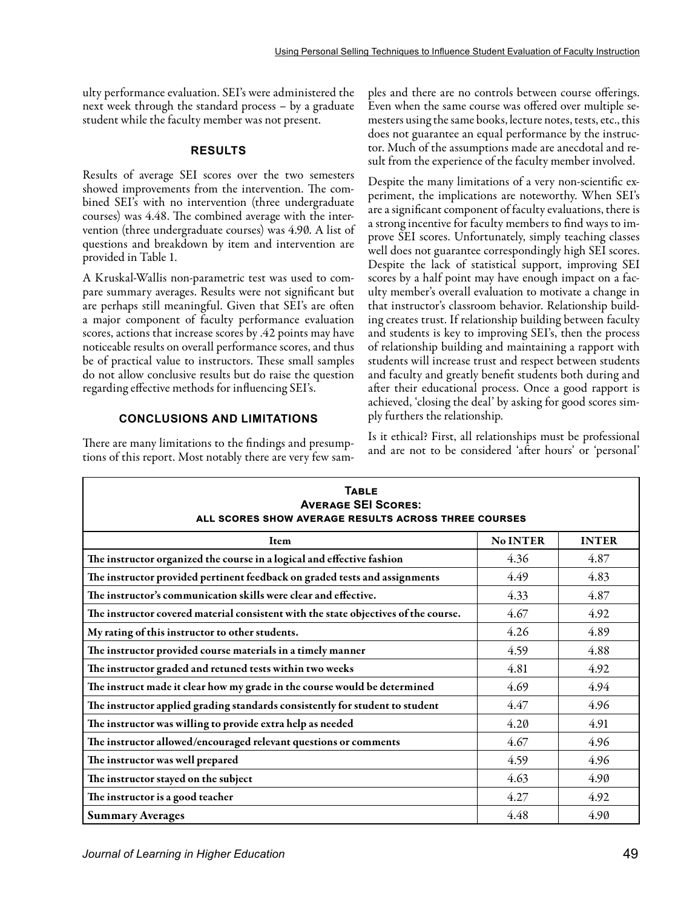ulty performance evaluation. SEI's were administered the next week through the standard process – by a graduate student while the faculty member was not present.

## RESULTS

Results of average SEI scores over the two semesters showed improvements from the intervention. The combined SEI's with no intervention (three undergraduate courses) was 4.48. The combined average with the intervention (three undergraduate courses) was 4.90. A list of questions and breakdown by item and intervention are provided in Table 1.

A Kruskal-Wallis non-parametric test was used to compare summary averages. Results were not significant but are perhaps still meaningful. Given that SEI's are often a major component of faculty performance evaluation scores, actions that increase scores by .42 points may have noticeable results on overall performance scores, and thus be of practical value to instructors. These small samples do not allow conclusive results but do raise the question regarding effective methods for influencing SEI's.

## CONCLUSIONS AND LIMITATIONS

There are many limitations to the findings and presumptions of this report. Most notably there are very few samples and there are no controls between course offerings. Even when the same course was offered over multiple semesters using the same books, lecture notes, tests, etc., this does not guarantee an equal performance by the instructor. Much of the assumptions made are anecdotal and result from the experience of the faculty member involved.

Despite the many limitations of a very non-scientific experiment, the implications are noteworthy. When SEI's are a significant component of faculty evaluations, there is a strong incentive for faculty members to find ways to improve SEI scores. Unfortunately, simply teaching classes well does not guarantee correspondingly high SEI scores. Despite the lack of statistical support, improving SEI scores by a half point may have enough impact on a faculty member's overall evaluation to motivate a change in that instructor's classroom behavior. Relationship building creates trust. If relationship building between faculty and students is key to improving SEI's, then the process of relationship building and maintaining a rapport with students will increase trust and respect between students and faculty and greatly benefit students both during and after their educational process. Once a good rapport is achieved, 'closing the deal' by asking for good scores simply furthers the relationship.

Is it ethical? First, all relationships must be professional and are not to be considered 'after hours' or 'personal'

**Table**
**Average SEI Scores:**
**All scores show average results across three courses**

| Item | No INTER | INTER |
|---|---|---|
| **The instructor organized the course in a logical and effective fashion** | 4.36 | 4.87 |
| **The instructor provided pertinent feedback on graded tests and assignments** | 4.49 | 4.83 |
| **The instructor's communication skills were clear and effective.** | 4.33 | 4.87 |
| **The instructor covered material consistent with the state objectives of the course.** | 4.67 | 4.92 |
| **My rating of this instructor to other students.** | 4.26 | 4.89 |
| **The instructor provided course materials in a timely manner** | 4.59 | 4.88 |
| **The instructor graded and retuned tests within two weeks** | 4.81 | 4.92 |
| **The instruct made it clear how my grade in the course would be determined** | 4.69 | 4.94 |
| **The instructor applied grading standards consistently for student to student** | 4.47 | 4.96 |
| **The instructor was willing to provide extra help as needed** | 4.20 | 4.91 |
| **The instructor allowed/encouraged relevant questions or comments** | 4.67 | 4.96 |
| **The instructor was well prepared** | 4.59 | 4.96 |
| **The instructor stayed on the subject** | 4.63 | 4.90 |
| **The instructor is a good teacher** | 4.27 | 4.92 |
| **Summary Averages** | 4.48 | 4.90 |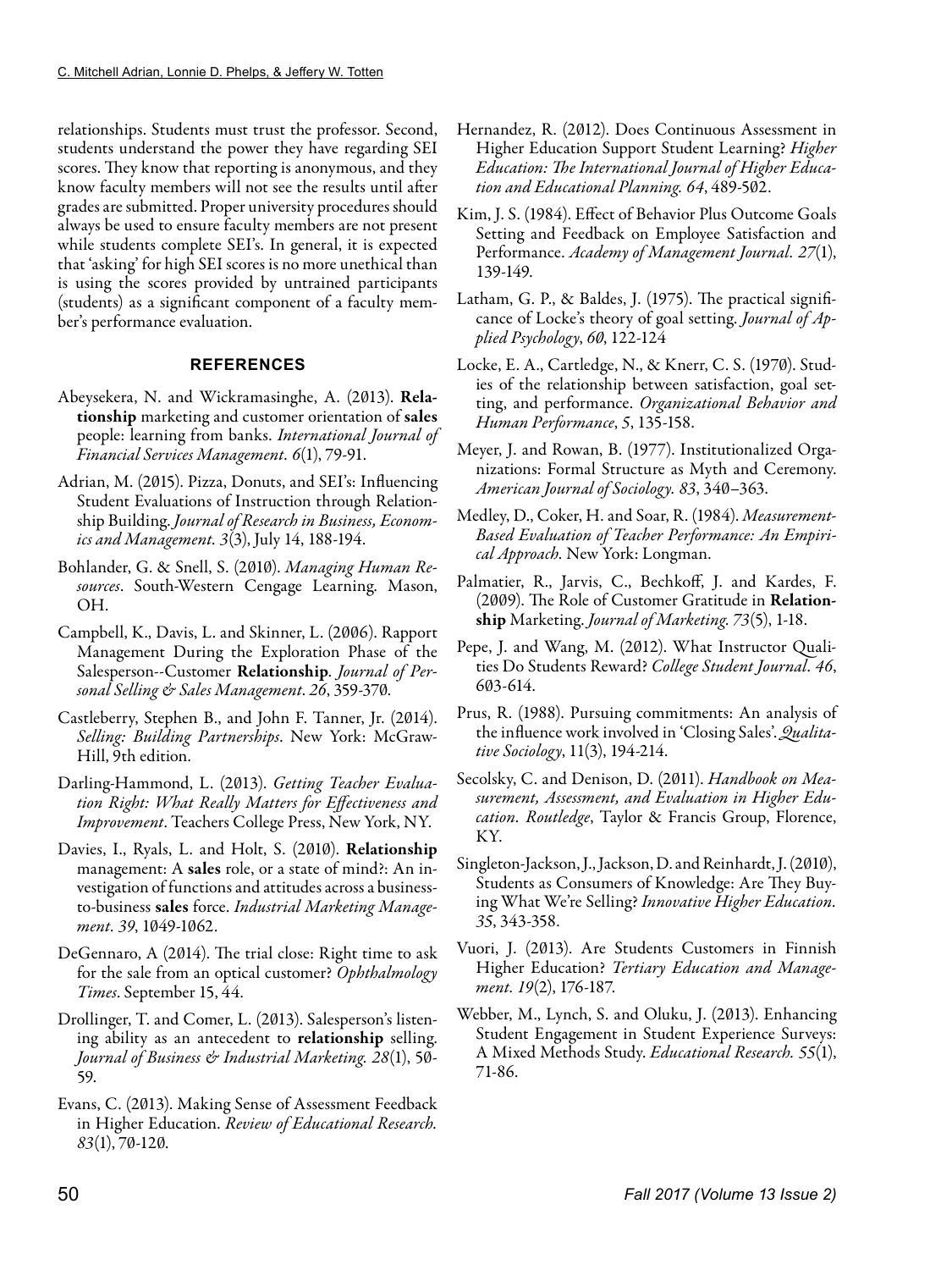relationships. Students must trust the professor. Second, students understand the power they have regarding SEI scores. They know that reporting is anonymous, and they know faculty members will not see the results until after grades are submitted. Proper university procedures should always be used to ensure faculty members are not present while students complete SEI's. In general, it is expected that 'asking' for high SEI scores is no more unethical than is using the scores provided by untrained participants (students) as a significant component of a faculty member's performance evaluation.

## REFERENCES

Abeysekera, N. and Wickramasinghe, A. (2013). **Relationship** marketing and customer orientation of **sales** people: learning from banks. *International Journal of Financial Services Management. 6*(1), 79-91.

Adrian, M. (2015). Pizza, Donuts, and SEI's: Influencing Student Evaluations of Instruction through Relationship Building. *Journal of Research in Business, Economics and Management. 3*(3), July 14, 188-194.

Bohlander, G. & Snell, S. (2010). *Managing Human Resources*. South-Western Cengage Learning. Mason, OH.

Campbell, K., Davis, L. and Skinner, L. (2006). Rapport Management During the Exploration Phase of the Salesperson--Customer **Relationship**. *Journal of Personal Selling & Sales Management. 26*, 359-370.

Castleberry, Stephen B., and John F. Tanner, Jr. (2014). *Selling: Building Partnerships*. New York: McGraw-Hill, 9th edition.

Darling-Hammond, L. (2013). *Getting Teacher Evaluation Right: What Really Matters for Effectiveness and Improvement*. Teachers College Press, New York, NY.

Davies, I., Ryals, L. and Holt, S. (2010). **Relationship** management: A **sales** role, or a state of mind?: An investigation of functions and attitudes across a business-to-business **sales** force. *Industrial Marketing Management. 39*, 1049-1062.

DeGennaro, A (2014). The trial close: Right time to ask for the sale from an optical customer? *Ophthalmology Times*. September 15, 44.

Drollinger, T. and Comer, L. (2013). Salesperson's listening ability as an antecedent to **relationship** selling. *Journal of Business & Industrial Marketing. 28*(1), 50-59.

Evans, C. (2013). Making Sense of Assessment Feedback in Higher Education. *Review of Educational Research. 83*(1), 70-120.

Hernandez, R. (2012). Does Continuous Assessment in Higher Education Support Student Learning? *Higher Education: The International Journal of Higher Education and Educational Planning. 64*, 489-502.

Kim, J. S. (1984). Effect of Behavior Plus Outcome Goals Setting and Feedback on Employee Satisfaction and Performance. *Academy of Management Journal. 27*(1), 139-149.

Latham, G. P., & Baldes, J. (1975). The practical significance of Locke's theory of goal setting. *Journal of Applied Psychology, 60*, 122-124

Locke, E. A., Cartledge, N., & Knerr, C. S. (1970). Studies of the relationship between satisfaction, goal setting, and performance. *Organizational Behavior and Human Performance, 5*, 135-158.

Meyer, J. and Rowan, B. (1977). Institutionalized Organizations: Formal Structure as Myth and Ceremony. *American Journal of Sociology. 83*, 340–363.

Medley, D., Coker, H. and Soar, R. (1984). *Measurement-Based Evaluation of Teacher Performance: An Empirical Approach*. New York: Longman.

Palmatier, R., Jarvis, C., Bechkoff, J. and Kardes, F. (2009). The Role of Customer Gratitude in **Relationship** Marketing. *Journal of Marketing. 73*(5), 1-18.

Pepe, J. and Wang, M. (2012). What Instructor Qualities Do Students Reward? *College Student Journal. 46*, 603-614.

Prus, R. (1988). Pursuing commitments: An analysis of the influence work involved in 'Closing Sales'. *Qualitative Sociology*, 11(3), 194-214.

Secolsky, C. and Denison, D. (2011). *Handbook on Measurement, Assessment, and Evaluation in Higher Education. Routledge*, Taylor & Francis Group, Florence, KY.

Singleton-Jackson, J., Jackson, D. and Reinhardt, J. (2010), Students as Consumers of Knowledge: Are They Buying What We're Selling? *Innovative Higher Education. 35*, 343-358.

Vuori, J. (2013). Are Students Customers in Finnish Higher Education? *Tertiary Education and Management. 19*(2), 176-187.

Webber, M., Lynch, S. and Oluku, J. (2013). Enhancing Student Engagement in Student Experience Surveys: A Mixed Methods Study. *Educational Research. 55*(1), 71-86.